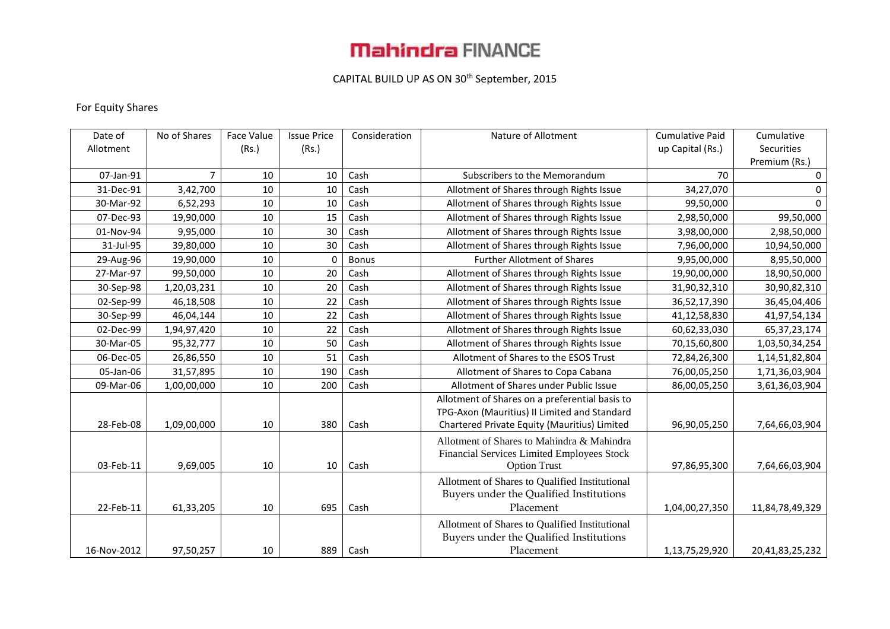# Mahindra FINANCE

CAPITAL BUILD UP AS ON 30th September, 2015

For Equity Shares

| Date of Allotment | No of Shares | Face Value (Rs.) | Issue Price (Rs.) | Consideration | Nature of Allotment | Cumulative Paid up Capital (Rs.) | Cumulative Securities Premium (Rs.) |
|---|---|---|---|---|---|---|---|
| 07-Jan-91 | 7 | 10 | 10 | Cash | Subscribers to the Memorandum | 70 | 0 |
| 31-Dec-91 | 3,42,700 | 10 | 10 | Cash | Allotment of Shares through Rights Issue | 34,27,070 | 0 |
| 30-Mar-92 | 6,52,293 | 10 | 10 | Cash | Allotment of Shares through Rights Issue | 99,50,000 | 0 |
| 07-Dec-93 | 19,90,000 | 10 | 15 | Cash | Allotment of Shares through Rights Issue | 2,98,50,000 | 99,50,000 |
| 01-Nov-94 | 9,95,000 | 10 | 30 | Cash | Allotment of Shares through Rights Issue | 3,98,00,000 | 2,98,50,000 |
| 31-Jul-95 | 39,80,000 | 10 | 30 | Cash | Allotment of Shares through Rights Issue | 7,96,00,000 | 10,94,50,000 |
| 29-Aug-96 | 19,90,000 | 10 | 0 | Bonus | Further Allotment of Shares | 9,95,00,000 | 8,95,50,000 |
| 27-Mar-97 | 99,50,000 | 10 | 20 | Cash | Allotment of Shares through Rights Issue | 19,90,00,000 | 18,90,50,000 |
| 30-Sep-98 | 1,20,03,231 | 10 | 20 | Cash | Allotment of Shares through Rights Issue | 31,90,32,310 | 30,90,82,310 |
| 02-Sep-99 | 46,18,508 | 10 | 22 | Cash | Allotment of Shares through Rights Issue | 36,52,17,390 | 36,45,04,406 |
| 30-Sep-99 | 46,04,144 | 10 | 22 | Cash | Allotment of Shares through Rights Issue | 41,12,58,830 | 41,97,54,134 |
| 02-Dec-99 | 1,94,97,420 | 10 | 22 | Cash | Allotment of Shares through Rights Issue | 60,62,33,030 | 65,37,23,174 |
| 30-Mar-05 | 95,32,777 | 10 | 50 | Cash | Allotment of Shares through Rights Issue | 70,15,60,800 | 1,03,50,34,254 |
| 06-Dec-05 | 26,86,550 | 10 | 51 | Cash | Allotment of Shares to the ESOS Trust | 72,84,26,300 | 1,14,51,82,804 |
| 05-Jan-06 | 31,57,895 | 10 | 190 | Cash | Allotment of Shares to Copa Cabana | 76,00,05,250 | 1,71,36,03,904 |
| 09-Mar-06 | 1,00,00,000 | 10 | 200 | Cash | Allotment of Shares under Public Issue | 86,00,05,250 | 3,61,36,03,904 |
| 28-Feb-08 | 1,09,00,000 | 10 | 380 | Cash | Allotment of Shares on a preferential basis to TPG-Axon (Mauritius) II Limited and Standard Chartered Private Equity (Mauritius) Limited | 96,90,05,250 | 7,64,66,03,904 |
| 03-Feb-11 | 9,69,005 | 10 | 10 | Cash | Allotment of Shares to Mahindra & Mahindra Financial Services Limited Employees Stock Option Trust | 97,86,95,300 | 7,64,66,03,904 |
| 22-Feb-11 | 61,33,205 | 10 | 695 | Cash | Allotment of Shares to Qualified Institutional Buyers under the Qualified Institutions Placement | 1,04,00,27,350 | 11,84,78,49,329 |
| 16-Nov-2012 | 97,50,257 | 10 | 889 | Cash | Allotment of Shares to Qualified Institutional Buyers under the Qualified Institutions Placement | 1,13,75,29,920 | 20,41,83,25,232 |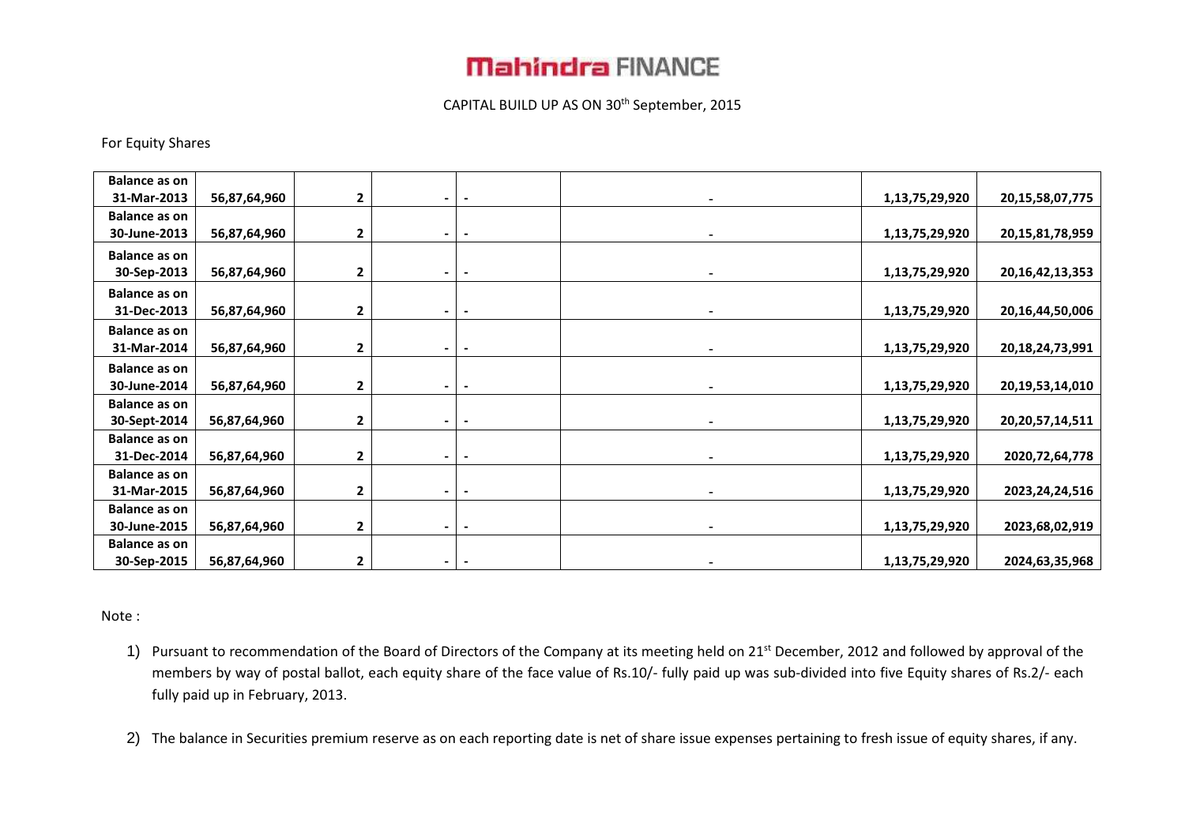# Mahindra FINANCE

CAPITAL BUILD UP AS ON 30th September, 2015

For Equity Shares

| | | | | | | | |
|---|---|---|---|---|---|---|---|
| Balance as on 31-Mar-2013 | 56,87,64,960 | 2 | - | - | - | 1,13,75,29,920 | 20,15,58,07,775 |
| Balance as on 30-June-2013 | 56,87,64,960 | 2 | - | - | - | 1,13,75,29,920 | 20,15,81,78,959 |
| Balance as on 30-Sep-2013 | 56,87,64,960 | 2 | - | - | - | 1,13,75,29,920 | 20,16,42,13,353 |
| Balance as on 31-Dec-2013 | 56,87,64,960 | 2 | - | - | - | 1,13,75,29,920 | 20,16,44,50,006 |
| Balance as on 31-Mar-2014 | 56,87,64,960 | 2 | - | - | - | 1,13,75,29,920 | 20,18,24,73,991 |
| Balance as on 30-June-2014 | 56,87,64,960 | 2 | - | - | - | 1,13,75,29,920 | 20,19,53,14,010 |
| Balance as on 30-Sept-2014 | 56,87,64,960 | 2 | - | - | - | 1,13,75,29,920 | 20,20,57,14,511 |
| Balance as on 31-Dec-2014 | 56,87,64,960 | 2 | - | - | - | 1,13,75,29,920 | 2020,72,64,778 |
| Balance as on 31-Mar-2015 | 56,87,64,960 | 2 | - | - | - | 1,13,75,29,920 | 2023,24,24,516 |
| Balance as on 30-June-2015 | 56,87,64,960 | 2 | - | - | - | 1,13,75,29,920 | 2023,68,02,919 |
| Balance as on 30-Sep-2015 | 56,87,64,960 | 2 | - | - | - | 1,13,75,29,920 | 2024,63,35,968 |

Note :

1) Pursuant to recommendation of the Board of Directors of the Company at its meeting held on 21st December, 2012 and followed by approval of the members by way of postal ballot, each equity share of the face value of Rs.10/- fully paid up was sub-divided into five Equity shares of Rs.2/- each fully paid up in February, 2013.

2) The balance in Securities premium reserve as on each reporting date is net of share issue expenses pertaining to fresh issue of equity shares, if any.